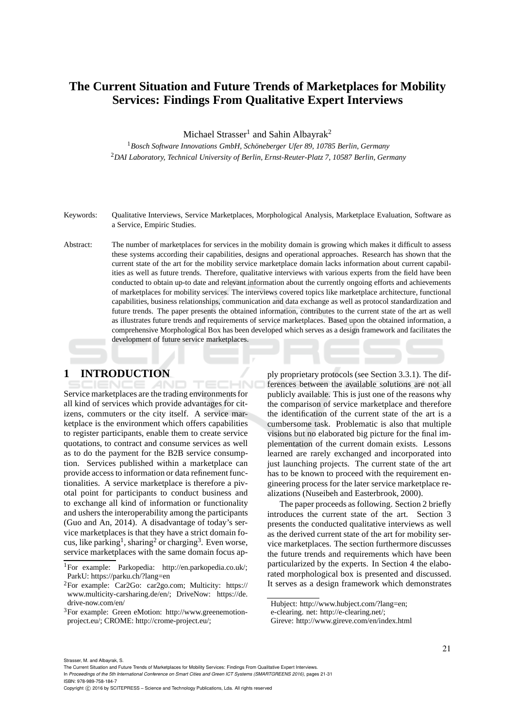# The Current Situation and Future Trends of Marketplaces for Mobility Services: Findings From Qualitative Expert Interviews

Michael Strasser[1] and Sahin Albayrak[2]

[1]*Bosch Software Innovations GmbH, Schöneberger Ufer 89, 10785 Berlin, Germany*
[2]*DAI Laboratory, Technical University of Berlin, Ernst-Reuter-Platz 7, 10587 Berlin, Germany*

Keywords: Qualitative Interviews, Service Marketplaces, Morphological Analysis, Marketplace Evaluation, Software as a Service, Empiric Studies.

Abstract: The number of marketplaces for services in the mobility domain is growing which makes it difficult to assess these systems according their capabilities, designs and operational approaches. Research has shown that the current state of the art for the mobility service marketplace domain lacks information about current capabilities as well as future trends. Therefore, qualitative interviews with various experts from the field have been conducted to obtain up-to date and relevant information about the currently ongoing efforts and achievements of marketplaces for mobility services. The interviews covered topics like marketplace architecture, functional capabilities, business relationships, communication and data exchange as well as protocol standardization and future trends. The paper presents the obtained information, contributes to the current state of the art as well as illustrates future trends and requirements of service marketplaces. Based upon the obtained information, a comprehensive Morphological Box has been developed which serves as a design framework and facilitates the development of future service marketplaces.

## 1 INTRODUCTION

Service marketplaces are the trading environments for all kind of services which provide advantages for citizens, commuters or the city itself. A service marketplace is the environment which offers capabilities to register participants, enable them to create service quotations, to contract and consume services as well as to do the payment for the B2B service consumption. Services published within a marketplace can provide access to information or data refinement functionalities. A service marketplace is therefore a pivotal point for participants to conduct business and to exchange all kind of information or functionality and ushers the interoperability among the participants (Guo and An, 2014). A disadvantage of today's service marketplaces is that they have a strict domain focus, like parking[1], sharing[2] or charging[3]. Even worse, service marketplaces with the same domain focus apply proprietary protocols (see Section 3.3.1). The differences between the available solutions are not all publicly available. This is just one of the reasons why the comparison of service marketplace and therefore the identification of the current state of the art is a cumbersome task. Problematic is also that multiple visions but no elaborated big picture for the final implementation of the current domain exists. Lessons learned are rarely exchanged and incorporated into just launching projects. The current state of the art has to be known to proceed with the requirement engineering process for the later service marketplace realizations (Nuseibeh and Easterbrook, 2000).

The paper proceeds as following. Section 2 briefly introduces the current state of the art. Section 3 presents the conducted qualitative interviews as well as the derived current state of the art for mobility service marketplaces. The section furthermore discusses the future trends and requirements which have been particularized by the experts. In Section 4 the elaborated morphological box is presented and discussed. It serves as a design framework which demonstrates

[1]For example: Parkopedia: http://en.parkopedia.co.uk/; ParkU: https://parku.ch/?lang=en

[2]For example: Car2Go: car2go.com; Multicity: https://www.multicity-carsharing.de/en/; DriveNow: https://de.drive-now.com/en/

[3]For example: Green eMotion: http://www.greenemotion-project.eu/; CROME: http://crome-project.eu/; Hubject: http://www.hubject.com/?lang=en; e-clearing. net: http://e-clearing.net/; Gireve: http://www.gireve.com/en/index.html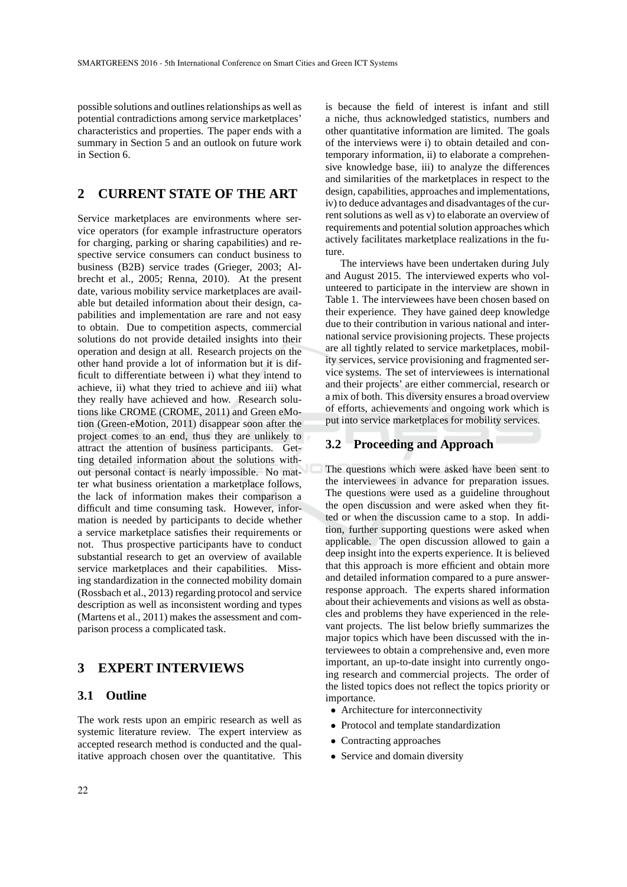possible solutions and outlines relationships as well as potential contradictions among service marketplaces' characteristics and properties. The paper ends with a summary in Section 5 and an outlook on future work in Section 6.

## 2 CURRENT STATE OF THE ART

Service marketplaces are environments where service operators (for example infrastructure operators for charging, parking or sharing capabilities) and respective service consumers can conduct business to business (B2B) service trades (Grieger, 2003; Albrecht et al., 2005; Renna, 2010). At the present date, various mobility service marketplaces are available but detailed information about their design, capabilities and implementation are rare and not easy to obtain. Due to competition aspects, commercial solutions do not provide detailed insights into their operation and design at all. Research projects on the other hand provide a lot of information but it is difficult to differentiate between i) what they intend to achieve, ii) what they tried to achieve and iii) what they really have achieved and how. Research solutions like CROME (CROME, 2011) and Green eMotion (Green-eMotion, 2011) disappear soon after the project comes to an end, thus they are unlikely to attract the attention of business participants. Getting detailed information about the solutions without personal contact is nearly impossible. No matter what business orientation a marketplace follows, the lack of information makes their comparison a difficult and time consuming task. However, information is needed by participants to decide whether a service marketplace satisfies their requirements or not. Thus prospective participants have to conduct substantial research to get an overview of available service marketplaces and their capabilities. Missing standardization in the connected mobility domain (Rossbach et al., 2013) regarding protocol and service description as well as inconsistent wording and types (Martens et al., 2011) makes the assessment and comparison process a complicated task.

## 3 EXPERT INTERVIEWS

### 3.1 Outline

The work rests upon an empiric research as well as systemic literature review. The expert interview as accepted research method is conducted and the qualitative approach chosen over the quantitative. This is because the field of interest is infant and still a niche, thus acknowledged statistics, numbers and other quantitative information are limited. The goals of the interviews were i) to obtain detailed and contemporary information, ii) to elaborate a comprehensive knowledge base, iii) to analyze the differences and similarities of the marketplaces in respect to the design, capabilities, approaches and implementations, iv) to deduce advantages and disadvantages of the current solutions as well as v) to elaborate an overview of requirements and potential solution approaches which actively facilitates marketplace realizations in the future.

The interviews have been undertaken during July and August 2015. The interviewed experts who volunteered to participate in the interview are shown in Table 1. The interviewees have been chosen based on their experience. They have gained deep knowledge due to their contribution in various national and international service provisioning projects. These projects are all tightly related to service marketplaces, mobility services, service provisioning and fragmented service systems. The set of interviewees is international and their projects' are either commercial, research or a mix of both. This diversity ensures a broad overview of efforts, achievements and ongoing work which is put into service marketplaces for mobility services.

### 3.2 Proceeding and Approach

The questions which were asked have been sent to the interviewees in advance for preparation issues. The questions were used as a guideline throughout the open discussion and were asked when they fitted or when the discussion came to a stop. In addition, further supporting questions were asked when applicable. The open discussion allowed to gain a deep insight into the experts experience. It is believed that this approach is more efficient and obtain more and detailed information compared to a pure answer-response approach. The experts shared information about their achievements and visions as well as obstacles and problems they have experienced in the relevant projects. The list below briefly summarizes the major topics which have been discussed with the interviewees to obtain a comprehensive and, even more important, an up-to-date insight into currently ongoing research and commercial projects. The order of the listed topics does not reflect the topics priority or importance.

- Architecture for interconnectivity
- Protocol and template standardization
- Contracting approaches
- Service and domain diversity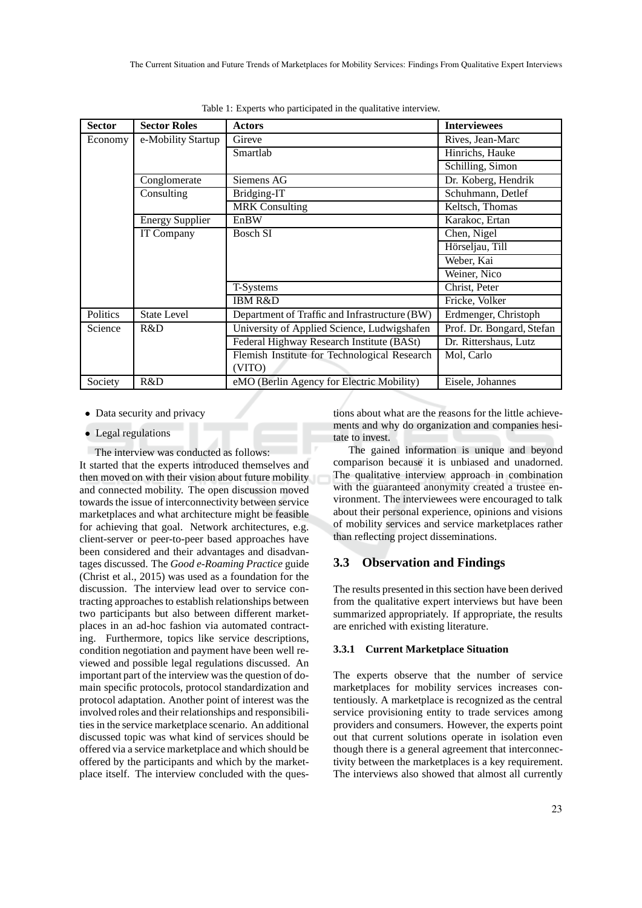Table 1: Experts who participated in the qualitative interview.

| Sector | Sector Roles | Actors | Interviewees |
|---|---|---|---|
| Economy | e-Mobility Startup | Gireve | Rives, Jean-Marc |
| | | Smartlab | Hinrichs, Hauke |
| | | | Schilling, Simon |
| | Conglomerate | Siemens AG | Dr. Koberg, Hendrik |
| | Consulting | Bridging-IT | Schuhmann, Detlef |
| | | MRK Consulting | Keltsch, Thomas |
| | Energy Supplier | EnBW | Karakoc, Ertan |
| | IT Company | Bosch SI | Chen, Nigel |
| | | | Hörseljau, Till |
| | | | Weber, Kai |
| | | | Weiner, Nico |
| | | T-Systems | Christ, Peter |
| | | IBM R&D | Fricke, Volker |
| Politics | State Level | Department of Traffic and Infrastructure (BW) | Erdmenger, Christoph |
| Science | R&D | University of Applied Science, Ludwigshafen | Prof. Dr. Bongard, Stefan |
| | | Federal Highway Research Institute (BASt) | Dr. Rittershaus, Lutz |
| | | Flemish Institute for Technological Research (VITO) | Mol, Carlo |
| Society | R&D | eMO (Berlin Agency for Electric Mobility) | Eisele, Johannes |

- Data security and privacy
- Legal regulations

The interview was conducted as follows:
It started that the experts introduced themselves and then moved on with their vision about future mobility and connected mobility. The open discussion moved towards the issue of interconnectivity between service marketplaces and what architecture might be feasible for achieving that goal. Network architectures, e.g. client-server or peer-to-peer based approaches have been considered and their advantages and disadvantages discussed. The *Good e-Roaming Practice* guide (Christ et al., 2015) was used as a foundation for the discussion. The interview lead over to service contracting approaches to establish relationships between two participants but also between different marketplaces in an ad-hoc fashion via automated contracting. Furthermore, topics like service descriptions, condition negotiation and payment have been well reviewed and possible legal regulations discussed. An important part of the interview was the question of domain specific protocols, protocol standardization and protocol adaptation. Another point of interest was the involved roles and their relationships and responsibilities in the service marketplace scenario. An additional discussed topic was what kind of services should be offered via a service marketplace and which should be offered by the participants and which by the marketplace itself. The interview concluded with the questions about what are the reasons for the little achievements and why do organization and companies hesitate to invest.

The gained information is unique and beyond comparison because it is unbiased and unadorned. The qualitative interview approach in combination with the guaranteed anonymity created a trustee environment. The interviewees were encouraged to talk about their personal experience, opinions and visions of mobility services and service marketplaces rather than reflecting project disseminations.

## 3.3 Observation and Findings

The results presented in this section have been derived from the qualitative expert interviews but have been summarized appropriately. If appropriate, the results are enriched with existing literature.

### 3.3.1 Current Marketplace Situation

The experts observe that the number of service marketplaces for mobility services increases contentiously. A marketplace is recognized as the central service provisioning entity to trade services among providers and consumers. However, the experts point out that current solutions operate in isolation even though there is a general agreement that interconnectivity between the marketplaces is a key requirement. The interviews also showed that almost all currently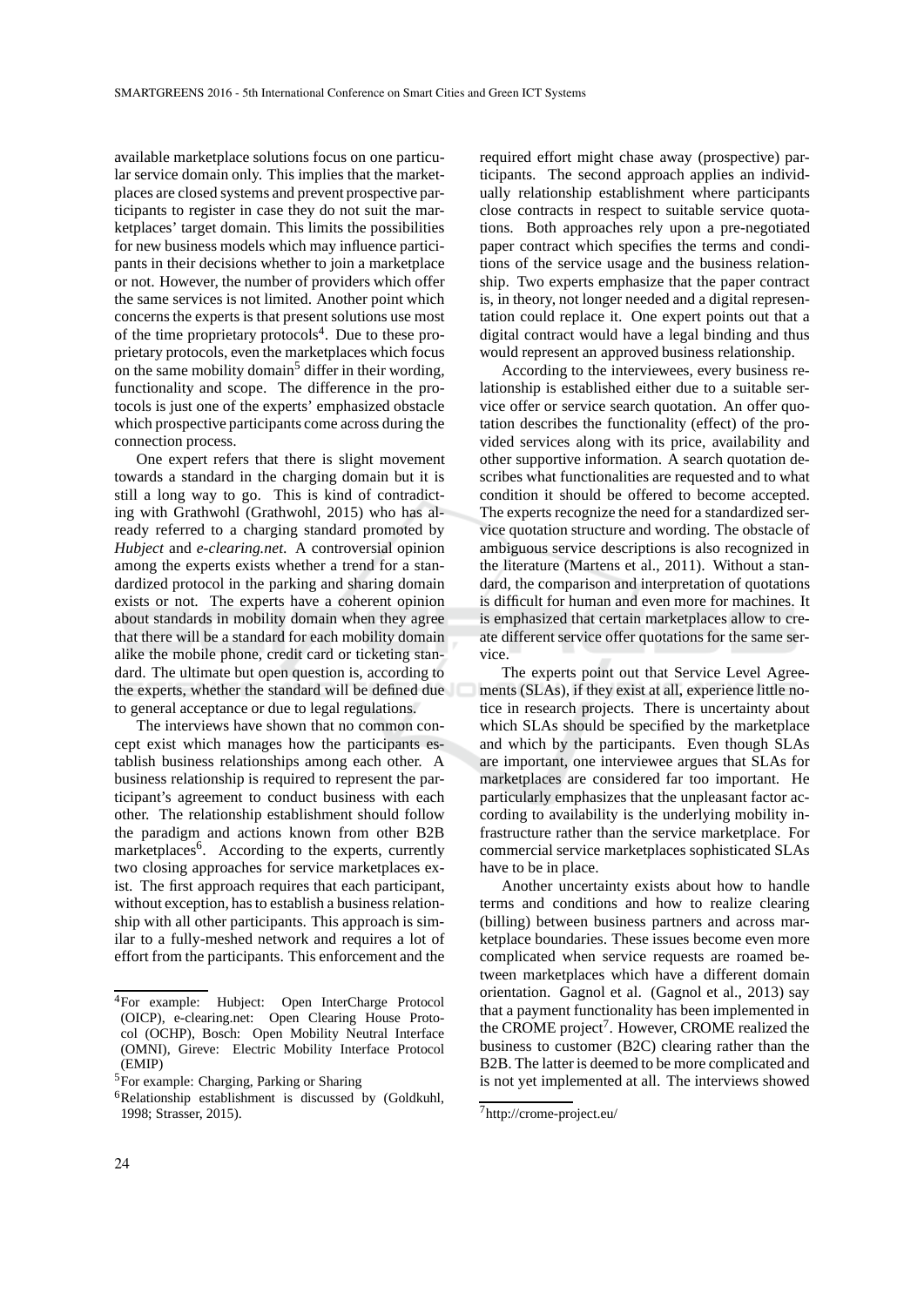available marketplace solutions focus on one particular service domain only. This implies that the marketplaces are closed systems and prevent prospective participants to register in case they do not suit the marketplaces' target domain. This limits the possibilities for new business models which may influence participants in their decisions whether to join a marketplace or not. However, the number of providers which offer the same services is not limited. Another point which concerns the experts is that present solutions use most of the time proprietary protocols[4]. Due to these proprietary protocols, even the marketplaces which focus on the same mobility domain[5] differ in their wording, functionality and scope. The difference in the protocols is just one of the experts' emphasized obstacle which prospective participants come across during the connection process.

One expert refers that there is slight movement towards a standard in the charging domain but it is still a long way to go. This is kind of contradicting with Grathwohl (Grathwohl, 2015) who has already referred to a charging standard promoted by *Hubject* and *e-clearing.net*. A controversial opinion among the experts exists whether a trend for a standardized protocol in the parking and sharing domain exists or not. The experts have a coherent opinion about standards in mobility domain when they agree that there will be a standard for each mobility domain alike the mobile phone, credit card or ticketing standard. The ultimate but open question is, according to the experts, whether the standard will be defined due to general acceptance or due to legal regulations.

The interviews have shown that no common concept exist which manages how the participants establish business relationships among each other. A business relationship is required to represent the participant's agreement to conduct business with each other. The relationship establishment should follow the paradigm and actions known from other B2B marketplaces[6]. According to the experts, currently two closing approaches for service marketplaces exist. The first approach requires that each participant, without exception, has to establish a business relationship with all other participants. This approach is similar to a fully-meshed network and requires a lot of effort from the participants. This enforcement and the required effort might chase away (prospective) participants. The second approach applies an individually relationship establishment where participants close contracts in respect to suitable service quotations. Both approaches rely upon a pre-negotiated paper contract which specifies the terms and conditions of the service usage and the business relationship. Two experts emphasize that the paper contract is, in theory, not longer needed and a digital representation could replace it. One expert points out that a digital contract would have a legal binding and thus would represent an approved business relationship.

According to the interviewees, every business relationship is established either due to a suitable service offer or service search quotation. An offer quotation describes the functionality (effect) of the provided services along with its price, availability and other supportive information. A search quotation describes what functionalities are requested and to what condition it should be offered to become accepted. The experts recognize the need for a standardized service quotation structure and wording. The obstacle of ambiguous service descriptions is also recognized in the literature (Martens et al., 2011). Without a standard, the comparison and interpretation of quotations is difficult for human and even more for machines. It is emphasized that certain marketplaces allow to create different service offer quotations for the same service.

The experts point out that Service Level Agreements (SLAs), if they exist at all, experience little notice in research projects. There is uncertainty about which SLAs should be specified by the marketplace and which by the participants. Even though SLAs are important, one interviewee argues that SLAs for marketplaces are considered far too important. He particularly emphasizes that the unpleasant factor according to availability is the underlying mobility infrastructure rather than the service marketplace. For commercial service marketplaces sophisticated SLAs have to be in place.

Another uncertainty exists about how to handle terms and conditions and how to realize clearing (billing) between business partners and across marketplace boundaries. These issues become even more complicated when service requests are roamed between marketplaces which have a different domain orientation. Gagnol et al. (Gagnol et al., 2013) say that a payment functionality has been implemented in the CROME project[7]. However, CROME realized the business to customer (B2C) clearing rather than the B2B. The latter is deemed to be more complicated and is not yet implemented at all. The interviews showed

[4]For example: Hubject: Open InterCharge Protocol (OICP), e-clearing.net: Open Clearing House Protocol (OCHP), Bosch: Open Mobility Neutral Interface (OMNI), Gireve: Electric Mobility Interface Protocol (EMIP)

[5]For example: Charging, Parking or Sharing

[6]Relationship establishment is discussed by (Goldkuhl, 1998; Strasser, 2015).

[7]http://crome-project.eu/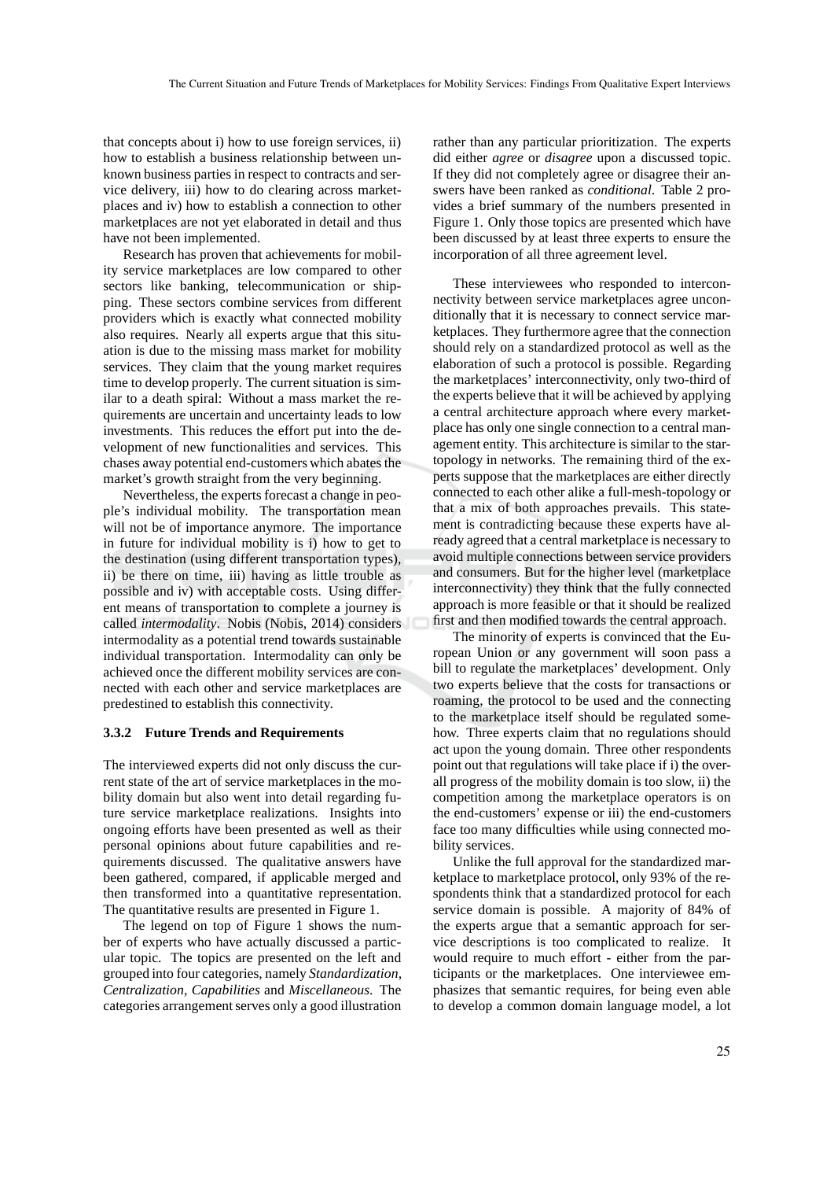that concepts about i) how to use foreign services, ii) how to establish a business relationship between unknown business parties in respect to contracts and service delivery, iii) how to do clearing across marketplaces and iv) how to establish a connection to other marketplaces are not yet elaborated in detail and thus have not been implemented.

Research has proven that achievements for mobility service marketplaces are low compared to other sectors like banking, telecommunication or shipping. These sectors combine services from different providers which is exactly what connected mobility also requires. Nearly all experts argue that this situation is due to the missing mass market for mobility services. They claim that the young market requires time to develop properly. The current situation is similar to a death spiral: Without a mass market the requirements are uncertain and uncertainty leads to low investments. This reduces the effort put into the development of new functionalities and services. This chases away potential end-customers which abates the market's growth straight from the very beginning.

Nevertheless, the experts forecast a change in people's individual mobility. The transportation mean will not be of importance anymore. The importance in future for individual mobility is i) how to get to the destination (using different transportation types), ii) be there on time, iii) having as little trouble as possible and iv) with acceptable costs. Using different means of transportation to complete a journey is called *intermodality*. Nobis (Nobis, 2014) considers intermodality as a potential trend towards sustainable individual transportation. Intermodality can only be achieved once the different mobility services are connected with each other and service marketplaces are predestined to establish this connectivity.

### 3.3.2 Future Trends and Requirements

The interviewed experts did not only discuss the current state of the art of service marketplaces in the mobility domain but also went into detail regarding future service marketplace realizations. Insights into ongoing efforts have been presented as well as their personal opinions about future capabilities and requirements discussed. The qualitative answers have been gathered, compared, if applicable merged and then transformed into a quantitative representation. The quantitative results are presented in Figure 1.

The legend on top of Figure 1 shows the number of experts who have actually discussed a particular topic. The topics are presented on the left and grouped into four categories, namely *Standardization, Centralization, Capabilities* and *Miscellaneous*. The categories arrangement serves only a good illustration rather than any particular prioritization. The experts did either *agree* or *disagree* upon a discussed topic. If they did not completely agree or disagree their answers have been ranked as *conditional*. Table 2 provides a brief summary of the numbers presented in Figure 1. Only those topics are presented which have been discussed by at least three experts to ensure the incorporation of all three agreement level.

These interviewees who responded to interconnectivity between service marketplaces agree unconditionally that it is necessary to connect service marketplaces. They furthermore agree that the connection should rely on a standardized protocol as well as the elaboration of such a protocol is possible. Regarding the marketplaces' interconnectivity, only two-third of the experts believe that it will be achieved by applying a central architecture approach where every marketplace has only one single connection to a central management entity. This architecture is similar to the star-topology in networks. The remaining third of the experts suppose that the marketplaces are either directly connected to each other alike a full-mesh-topology or that a mix of both approaches prevails. This statement is contradicting because these experts have already agreed that a central marketplace is necessary to avoid multiple connections between service providers and consumers. But for the higher level (marketplace interconnectivity) they think that the fully connected approach is more feasible or that it should be realized first and then modified towards the central approach.

The minority of experts is convinced that the European Union or any government will soon pass a bill to regulate the marketplaces' development. Only two experts believe that the costs for transactions or roaming, the protocol to be used and the connecting to the marketplace itself should be regulated somehow. Three experts claim that no regulations should act upon the young domain. Three other respondents point out that regulations will take place if i) the overall progress of the mobility domain is too slow, ii) the competition among the marketplace operators is on the end-customers' expense or iii) the end-customers face too many difficulties while using connected mobility services.

Unlike the full approval for the standardized marketplace to marketplace protocol, only 93% of the respondents think that a standardized protocol for each service domain is possible. A majority of 84% of the experts argue that a semantic approach for service descriptions is too complicated to realize. It would require to much effort - either from the participants or the marketplaces. One interviewee emphasizes that semantic requires, for being even able to develop a common domain language model, a lot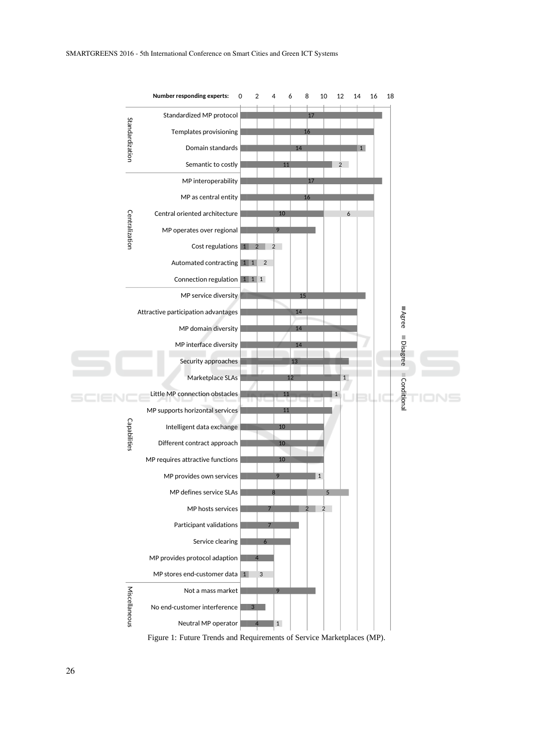Number responding experts: 0 2 4 6 8 10 12 14 16 18

Standardization

Standardized MP protocol 17

Templates provisioning 16

Domain standards 14 1

Semantic to costly 11 2

Centralization

MP interoperability 17

MP as central entity 16

Central oriented architecture 10 6

MP operates over regional 9

Cost regulations 1 2 2

Automated contracting 1 1 2

Connection regulation 1 1 1

Capabilities

MP service diversity 15

Attractive participation advantages 14

MP domain diversity 14

MP interface diversity 14

Security approaches 13

Marketplace SLAs 12 1

Little MP connection obstacles 11 1

MP supports horizontal services 11

Intelligent data exchange 10

Different contract approach 10

MP requires attractive functions 10

MP provides own services 9 1

MP defines service SLAs 8 5

MP hosts services 7 2 2

Participant validations 7

Service clearing 6

MP provides protocol adaption 4

MP stores end-customer data 1 3

Miscellaneous

Not a mass market 9

No end-customer interference 3

Neutral MP operator 4 1

Agree Disagree Conditional

Figure 1: Future Trends and Requirements of Service Marketplaces (MP).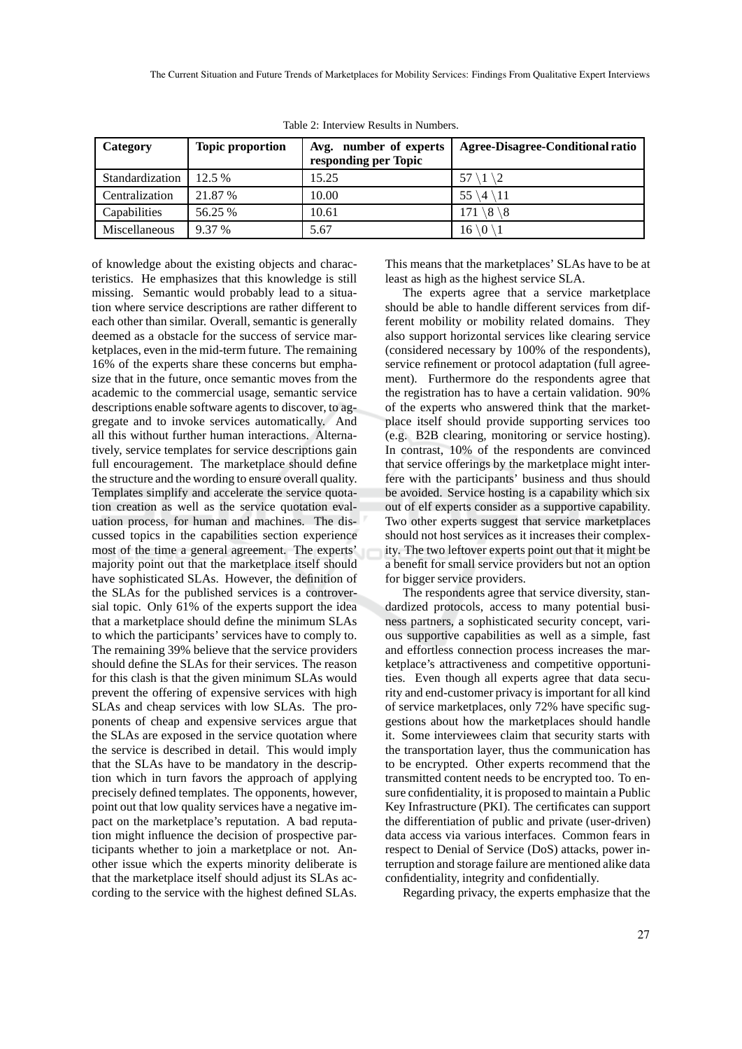Table 2: Interview Results in Numbers.

| Category | Topic proportion | Avg. number of experts responding per Topic | Agree-Disagree-Conditional ratio |
|---|---|---|---|
| Standardization | 12.5 % | 15.25 | 57 \1 \2 |
| Centralization | 21.87 % | 10.00 | 55 \4 \11 |
| Capabilities | 56.25 % | 10.61 | 171 \8 \8 |
| Miscellaneous | 9.37 % | 5.67 | 16 \0 \1 |

of knowledge about the existing objects and characteristics. He emphasizes that this knowledge is still missing. Semantic would probably lead to a situation where service descriptions are rather different to each other than similar. Overall, semantic is generally deemed as a obstacle for the success of service marketplaces, even in the mid-term future. The remaining 16% of the experts share these concerns but emphasize that in the future, once semantic moves from the academic to the commercial usage, semantic service descriptions enable software agents to discover, to aggregate and to invoke services automatically. And all this without further human interactions. Alternatively, service templates for service descriptions gain full encouragement. The marketplace should define the structure and the wording to ensure overall quality. Templates simplify and accelerate the service quotation creation as well as the service quotation evaluation process, for human and machines. The discussed topics in the capabilities section experience most of the time a general agreement. The experts' majority point out that the marketplace itself should have sophisticated SLAs. However, the definition of the SLAs for the published services is a controversial topic. Only 61% of the experts support the idea that a marketplace should define the minimum SLAs to which the participants' services have to comply to. The remaining 39% believe that the service providers should define the SLAs for their services. The reason for this clash is that the given minimum SLAs would prevent the offering of expensive services with high SLAs and cheap services with low SLAs. The proponents of cheap and expensive services argue that the SLAs are exposed in the service quotation where the service is described in detail. This would imply that the SLAs have to be mandatory in the description which in turn favors the approach of applying precisely defined templates. The opponents, however, point out that low quality services have a negative impact on the marketplace's reputation. A bad reputation might influence the decision of prospective participants whether to join a marketplace or not. Another issue which the experts minority deliberate is that the marketplace itself should adjust its SLAs according to the service with the highest defined SLAs. This means that the marketplaces' SLAs have to be at least as high as the highest service SLA.

The experts agree that a service marketplace should be able to handle different services from different mobility or mobility related domains. They also support horizontal services like clearing service (considered necessary by 100% of the respondents), service refinement or protocol adaptation (full agreement). Furthermore do the respondents agree that the registration has to have a certain validation. 90% of the experts who answered think that the marketplace itself should provide supporting services too (e.g. B2B clearing, monitoring or service hosting). In contrast, 10% of the respondents are convinced that service offerings by the marketplace might interfere with the participants' business and thus should be avoided. Service hosting is a capability which six out of elf experts consider as a supportive capability. Two other experts suggest that service marketplaces should not host services as it increases their complexity. The two leftover experts point out that it might be a benefit for small service providers but not an option for bigger service providers.

The respondents agree that service diversity, standardized protocols, access to many potential business partners, a sophisticated security concept, various supportive capabilities as well as a simple, fast and effortless connection process increases the marketplace's attractiveness and competitive opportunities. Even though all experts agree that data security and end-customer privacy is important for all kind of service marketplaces, only 72% have specific suggestions about how the marketplaces should handle it. Some interviewees claim that security starts with the transportation layer, thus the communication has to be encrypted. Other experts recommend that the transmitted content needs to be encrypted too. To ensure confidentiality, it is proposed to maintain a Public Key Infrastructure (PKI). The certificates can support the differentiation of public and private (user-driven) data access via various interfaces. Common fears in respect to Denial of Service (DoS) attacks, power interruption and storage failure are mentioned alike data confidentiality, integrity and confidentially.

Regarding privacy, the experts emphasize that the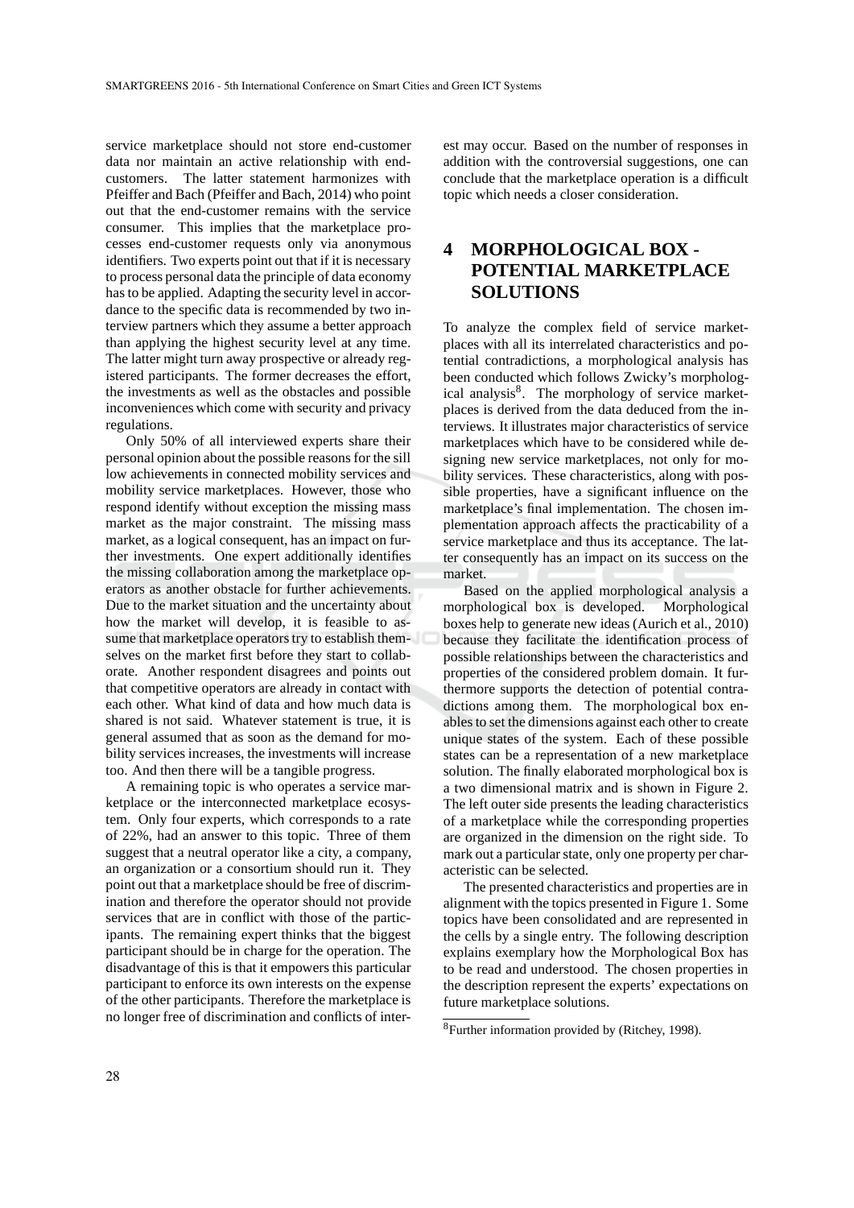service marketplace should not store end-customer data nor maintain an active relationship with end-customers. The latter statement harmonizes with Pfeiffer and Bach (Pfeiffer and Bach, 2014) who point out that the end-customer remains with the service consumer. This implies that the marketplace processes end-customer requests only via anonymous identifiers. Two experts point out that if it is necessary to process personal data the principle of data economy has to be applied. Adapting the security level in accordance to the specific data is recommended by two interview partners which they assume a better approach than applying the highest security level at any time. The latter might turn away prospective or already registered participants. The former decreases the effort, the investments as well as the obstacles and possible inconveniences which come with security and privacy regulations.

Only 50% of all interviewed experts share their personal opinion about the possible reasons for the sill low achievements in connected mobility services and mobility service marketplaces. However, those who respond identify without exception the missing mass market as the major constraint. The missing mass market, as a logical consequent, has an impact on further investments. One expert additionally identifies the missing collaboration among the marketplace operators as another obstacle for further achievements. Due to the market situation and the uncertainty about how the market will develop, it is feasible to assume that marketplace operators try to establish themselves on the market first before they start to collaborate. Another respondent disagrees and points out that competitive operators are already in contact with each other. What kind of data and how much data is shared is not said. Whatever statement is true, it is general assumed that as soon as the demand for mobility services increases, the investments will increase too. And then there will be a tangible progress.

A remaining topic is who operates a service marketplace or the interconnected marketplace ecosystem. Only four experts, which corresponds to a rate of 22%, had an answer to this topic. Three of them suggest that a neutral operator like a city, a company, an organization or a consortium should run it. They point out that a marketplace should be free of discrimination and therefore the operator should not provide services that are in conflict with those of the participants. The remaining expert thinks that the biggest participant should be in charge for the operation. The disadvantage of this is that it empowers this particular participant to enforce its own interests on the expense of the other participants. Therefore the marketplace is no longer free of discrimination and conflicts of interest may occur. Based on the number of responses in addition with the controversial suggestions, one can conclude that the marketplace operation is a difficult topic which needs a closer consideration.

# 4 MORPHOLOGICAL BOX - POTENTIAL MARKETPLACE SOLUTIONS

To analyze the complex field of service marketplaces with all its interrelated characteristics and potential contradictions, a morphological analysis has been conducted which follows Zwicky's morphological analysis[8]. The morphology of service marketplaces is derived from the data deduced from the interviews. It illustrates major characteristics of service marketplaces which have to be considered while designing new service marketplaces, not only for mobility services. These characteristics, along with possible properties, have a significant influence on the marketplace's final implementation. The chosen implementation approach affects the practicability of a service marketplace and thus its acceptance. The latter consequently has an impact on its success on the market.

Based on the applied morphological analysis a morphological box is developed. Morphological boxes help to generate new ideas (Aurich et al., 2010) because they facilitate the identification process of possible relationships between the characteristics and properties of the considered problem domain. It furthermore supports the detection of potential contradictions among them. The morphological box enables to set the dimensions against each other to create unique states of the system. Each of these possible states can be a representation of a new marketplace solution. The finally elaborated morphological box is a two dimensional matrix and is shown in Figure 2. The left outer side presents the leading characteristics of a marketplace while the corresponding properties are organized in the dimension on the right side. To mark out a particular state, only one property per characteristic can be selected.

The presented characteristics and properties are in alignment with the topics presented in Figure 1. Some topics have been consolidated and are represented in the cells by a single entry. The following description explains exemplary how the Morphological Box has to be read and understood. The chosen properties in the description represent the experts' expectations on future marketplace solutions.

[8]Further information provided by (Ritchey, 1998).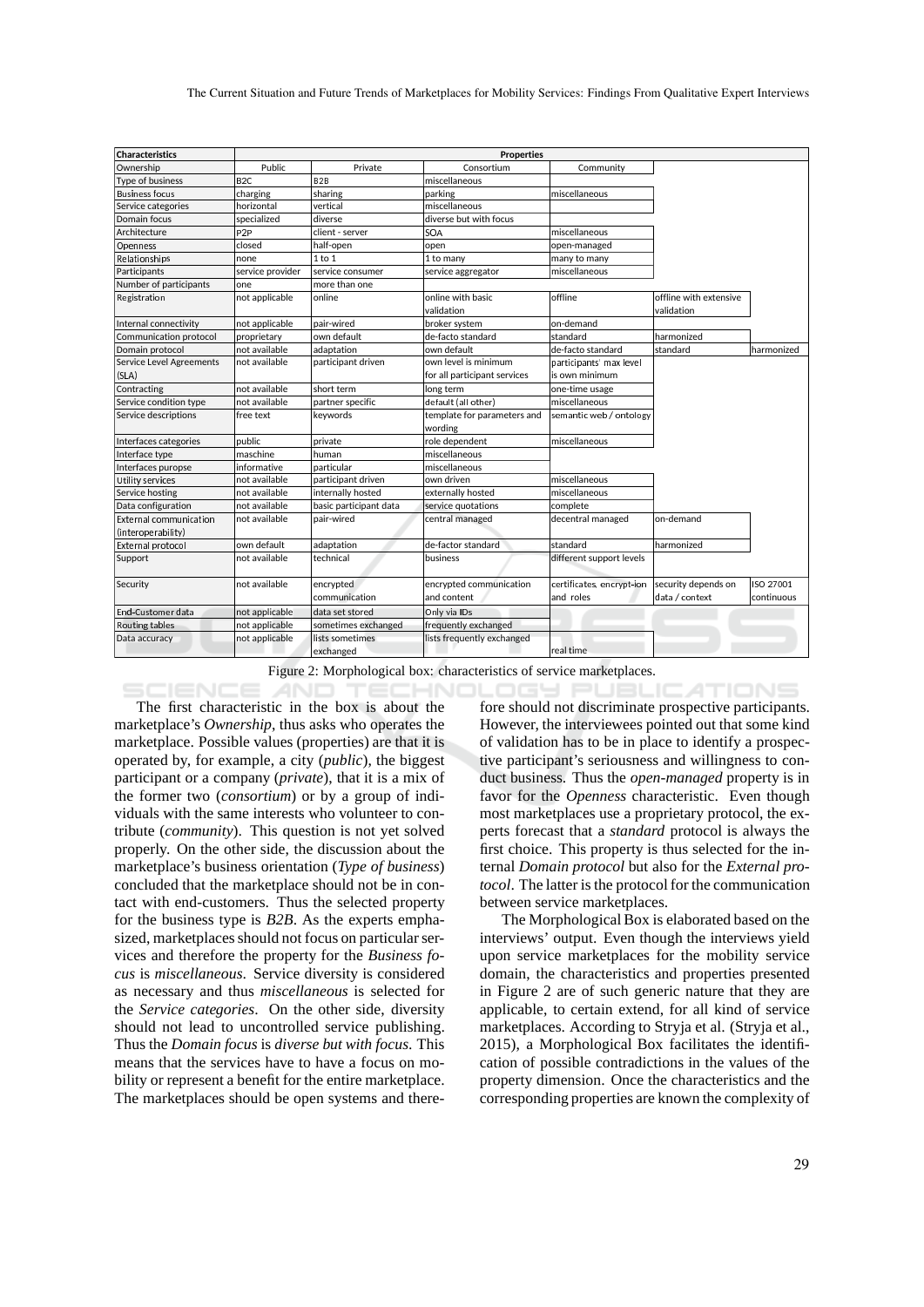| Characteristics | Properties | | | | | |
|---|---|---|---|---|---|---|
| Ownership | Public | Private | Consortium | Community | | |
| Type of business | B2C | B2B | miscellaneous | | | |
| Business focus | charging | sharing | parking | miscellaneous | | |
| Service categories | horizontal | vertical | miscellaneous | | | |
| Domain focus | specialized | diverse | diverse but with focus | | | |
| Architecture | P2P | client - server | SOA | miscellaneous | | |
| Openness | closed | half-open | open | open-managed | | |
| Relationships | none | 1 to 1 | 1 to many | many to many | | |
| Participants | service provider | service consumer | service aggregator | miscellaneous | | |
| Number of participants | one | more than one | | | | |
| Registration | not applicable | online | online with basic validation | offline | offline with extensive validation | |
| Internal connectivity | not applicable | pair-wired | broker system | on-demand | | |
| Communication protocol | proprietary | own default | de-facto standard | standard | harmonized | |
| Domain protocol | not available | adaptation | own default | de-facto standard | standard | harmonized |
| Service Level Agreements (SLA) | not available | participant driven | own level is minimum for all participant services | participants' max level is own minimum | | |
| Contracting | not available | short term | long term | one-time usage | | |
| Service condition type | not available | partner specific | default (all other) | miscellaneous | | |
| Service descriptions | free text | keywords | template for parameters and wording | semantic web / ontology | | |
| Interfaces categories | public | private | role dependent | miscellaneous | | |
| Interface type | maschine | human | miscellaneous | | | |
| Interfaces puropse | informative | particular | miscellaneous | | | |
| Utility services | not available | participant driven | own driven | miscellaneous | | |
| Service hosting | not available | internally hosted | externally hosted | miscellaneous | | |
| Data configuration | not available | basic participant data | service quotations | complete | | |
| External communication (interoperability) | not available | pair-wired | central managed | decentral managed | on-demand | |
| External protocol | own default | adaptation | de-factor standard | standard | harmonized | |
| Support | not available | technical | business | different support levels | | |
| Security | not available | encrypted communication | encrypted communication and content | certificates, encrypt-ion and roles | security depends on data / context | ISO 27001 continuous |
| End-Customer data | not applicable | data set stored | Only via IDs | | | |
| Routing tables | not applicable | sometimes exchanged | frequently exchanged | | | |
| Data accuracy | not applicable | lists sometimes exchanged | lists frequently exchanged | real time | | |

Figure 2: Morphological box: characteristics of service marketplaces.

The first characteristic in the box is about the marketplace's *Ownership*, thus asks who operates the marketplace. Possible values (properties) are that it is operated by, for example, a city (*public*), the biggest participant or a company (*private*), that it is a mix of the former two (*consortium*) or by a group of individuals with the same interests who volunteer to contribute (*community*). This question is not yet solved properly. On the other side, the discussion about the marketplace's business orientation (*Type of business*) concluded that the marketplace should not be in contact with end-customers. Thus the selected property for the business type is *B2B*. As the experts emphasized, marketplaces should not focus on particular services and therefore the property for the *Business focus* is *miscellaneous*. Service diversity is considered as necessary and thus *miscellaneous* is selected for the *Service categories*. On the other side, diversity should not lead to uncontrolled service publishing. Thus the *Domain focus* is *diverse but with focus*. This means that the services have to have a focus on mobility or represent a benefit for the entire marketplace. The marketplaces should be open systems and therefore should not discriminate prospective participants. However, the interviewees pointed out that some kind of validation has to be in place to identify a prospective participant's seriousness and willingness to conduct business. Thus the *open-managed* property is in favor for the *Openness* characteristic. Even though most marketplaces use a proprietary protocol, the experts forecast that a *standard* protocol is always the first choice. This property is thus selected for the internal *Domain protocol* but also for the *External protocol*. The latter is the protocol for the communication between service marketplaces.

The Morphological Box is elaborated based on the interviews' output. Even though the interviews yield upon service marketplaces for the mobility service domain, the characteristics and properties presented in Figure 2 are of such generic nature that they are applicable, to certain extend, for all kind of service marketplaces. According to Stryja et al. (Stryja et al., 2015), a Morphological Box facilitates the identification of possible contradictions in the values of the property dimension. Once the characteristics and the corresponding properties are known the complexity of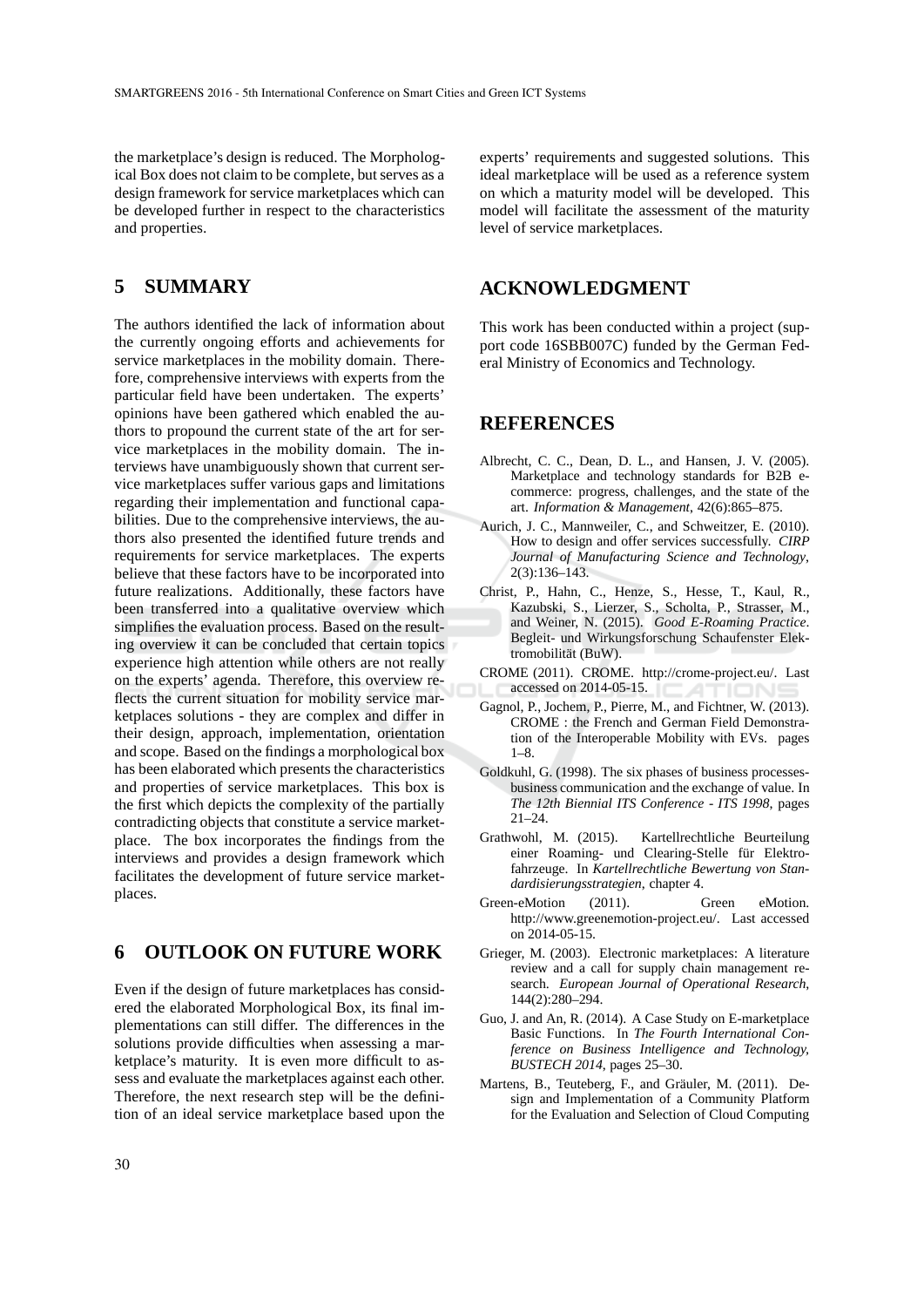the marketplace's design is reduced. The Morphological Box does not claim to be complete, but serves as a design framework for service marketplaces which can be developed further in respect to the characteristics and properties.

## 5 SUMMARY

The authors identified the lack of information about the currently ongoing efforts and achievements for service marketplaces in the mobility domain. Therefore, comprehensive interviews with experts from the particular field have been undertaken. The experts' opinions have been gathered which enabled the authors to propound the current state of the art for service marketplaces in the mobility domain. The interviews have unambiguously shown that current service marketplaces suffer various gaps and limitations regarding their implementation and functional capabilities. Due to the comprehensive interviews, the authors also presented the identified future trends and requirements for service marketplaces. The experts believe that these factors have to be incorporated into future realizations. Additionally, these factors have been transferred into a qualitative overview which simplifies the evaluation process. Based on the resulting overview it can be concluded that certain topics experience high attention while others are not really on the experts' agenda. Therefore, this overview reflects the current situation for mobility service marketplaces solutions - they are complex and differ in their design, approach, implementation, orientation and scope. Based on the findings a morphological box has been elaborated which presents the characteristics and properties of service marketplaces. This box is the first which depicts the complexity of the partially contradicting objects that constitute a service marketplace. The box incorporates the findings from the interviews and provides a design framework which facilitates the development of future service marketplaces.

## 6 OUTLOOK ON FUTURE WORK

Even if the design of future marketplaces has considered the elaborated Morphological Box, its final implementations can still differ. The differences in the solutions provide difficulties when assessing a marketplace's maturity. It is even more difficult to assess and evaluate the marketplaces against each other. Therefore, the next research step will be the definition of an ideal service marketplace based upon the experts' requirements and suggested solutions. This ideal marketplace will be used as a reference system on which a maturity model will be developed. This model will facilitate the assessment of the maturity level of service marketplaces.

## ACKNOWLEDGMENT

This work has been conducted within a project (support code 16SBB007C) funded by the German Federal Ministry of Economics and Technology.

## REFERENCES

Albrecht, C. C., Dean, D. L., and Hansen, J. V. (2005). Marketplace and technology standards for B2B e-commerce: progress, challenges, and the state of the art. *Information & Management*, 42(6):865–875.

Aurich, J. C., Mannweiler, C., and Schweitzer, E. (2010). How to design and offer services successfully. *CIRP Journal of Manufacturing Science and Technology*, 2(3):136–143.

Christ, P., Hahn, C., Henze, S., Hesse, T., Kaul, R., Kazubski, S., Lierzer, S., Scholta, P., Strasser, M., and Weiner, N. (2015). *Good E-Roaming Practice*. Begleit- und Wirkungsforschung Schaufenster Elektromobilität (BuW).

CROME (2011). CROME. http://crome-project.eu/. Last accessed on 2014-05-15.

Gagnol, P., Jochem, P., Pierre, M., and Fichtner, W. (2013). CROME : the French and German Field Demonstration of the Interoperable Mobility with EVs. pages 1–8.

Goldkuhl, G. (1998). The six phases of business processes-business communication and the exchange of value. In *The 12th Biennial ITS Conference - ITS 1998*, pages 21–24.

Grathwohl, M. (2015). Kartellrechtliche Beurteilung einer Roaming- und Clearing-Stelle für Elektrofahrzeuge. In *Kartellrechtliche Bewertung von Standardisierungsstrategien*, chapter 4.

Green-eMotion (2011). Green eMotion. http://www.greenemotion-project.eu/. Last accessed on 2014-05-15.

Grieger, M. (2003). Electronic marketplaces: A literature review and a call for supply chain management research. *European Journal of Operational Research*, 144(2):280–294.

Guo, J. and An, R. (2014). A Case Study on E-marketplace Basic Functions. In *The Fourth International Conference on Business Intelligence and Technology, BUSTECH 2014*, pages 25–30.

Martens, B., Teuteberg, F., and Gräuler, M. (2011). Design and Implementation of a Community Platform for the Evaluation and Selection of Cloud Computing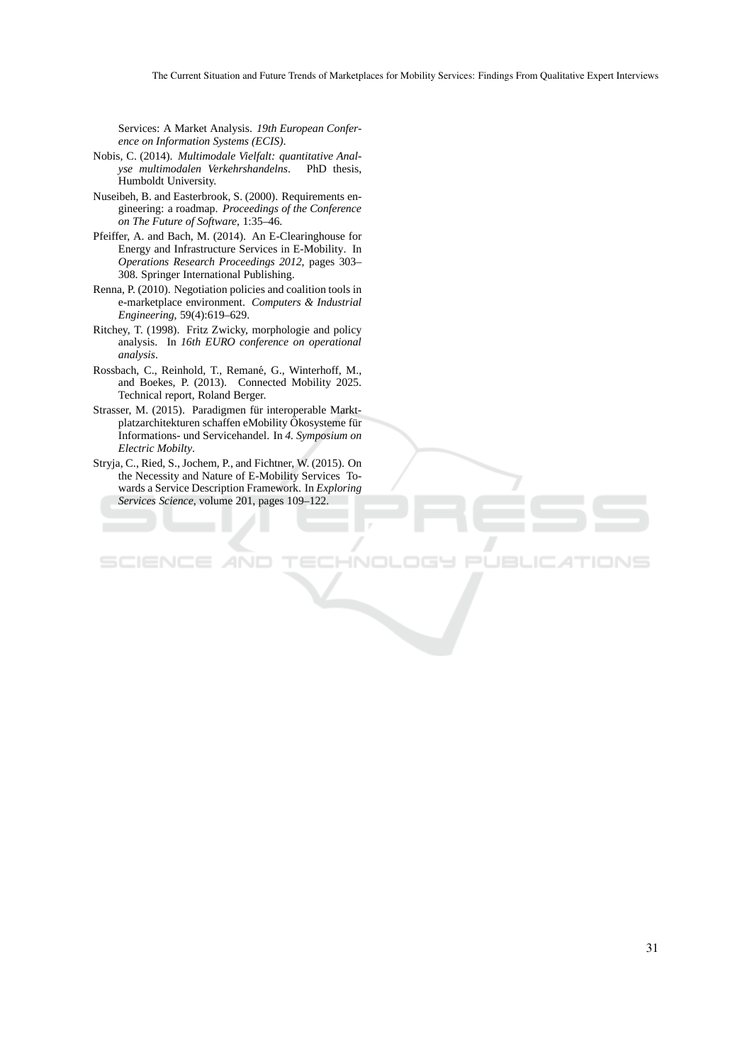Services: A Market Analysis. *19th European Conference on Information Systems (ECIS)*.

Nobis, C. (2014). *Multimodale Vielfalt: quantitative Analyse multimodalen Verkehrshandelns*. PhD thesis, Humboldt University.

Nuseibeh, B. and Easterbrook, S. (2000). Requirements engineering: a roadmap. *Proceedings of the Conference on The Future of Software*, 1:35–46.

Pfeiffer, A. and Bach, M. (2014). An E-Clearinghouse for Energy and Infrastructure Services in E-Mobility. In *Operations Research Proceedings 2012*, pages 303–308. Springer International Publishing.

Renna, P. (2010). Negotiation policies and coalition tools in e-marketplace environment. *Computers & Industrial Engineering*, 59(4):619–629.

Ritchey, T. (1998). Fritz Zwicky, morphologie and policy analysis. In *16th EURO conference on operational analysis*.

Rossbach, C., Reinhold, T., Remané, G., Winterhoff, M., and Boekes, P. (2013). Connected Mobility 2025. Technical report, Roland Berger.

Strasser, M. (2015). Paradigmen für interoperable Marktplatzarchitekturen schaffen eMobility Ökosysteme für Informations- und Servicehandel. In *4. Symposium on Electric Mobilty*.

Stryja, C., Ried, S., Jochem, P., and Fichtner, W. (2015). On the Necessity and Nature of E-Mobility Services Towards a Service Description Framework. In *Exploring Services Science*, volume 201, pages 109–122.